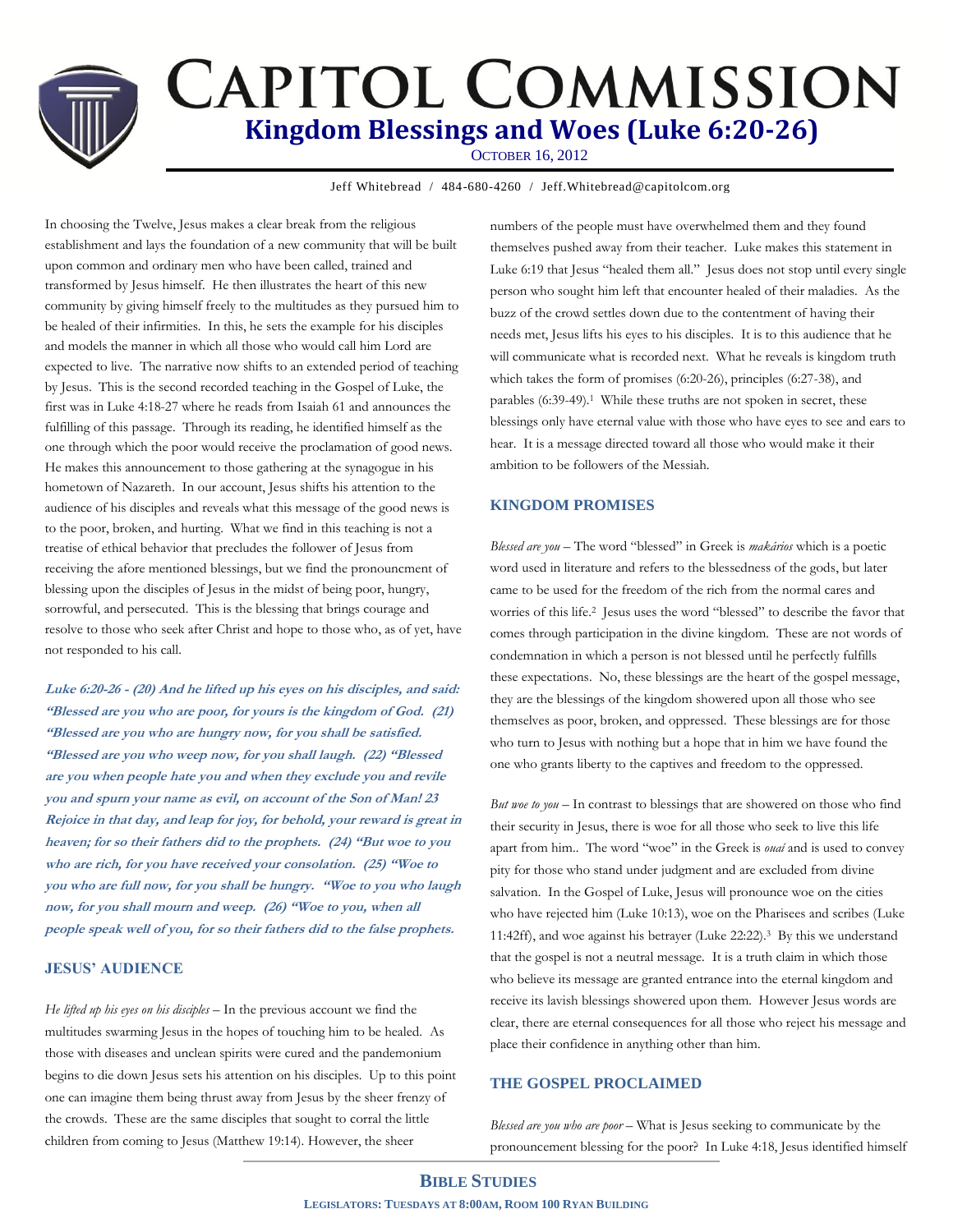# Capitol Commission

## Kingdom Blessings and Woes (Luke 6:20-26)

October 16, 2012

Jeff Whitebread / 484-680-4260 / Jeff.Whitebread@capitolcom.org

In choosing the Twelve, Jesus makes a clear break from the religious establishment and lays the foundation of a new community that will be built upon common and ordinary men who have been called, trained and transformed by Jesus himself. He then illustrates the heart of this new community by giving himself freely to the multitudes as they pursued him to be healed of their infirmities. In this, he sets the example for his disciples and models the manner in which all those who would call him Lord are expected to live. The narrative now shifts to an extended period of teaching by Jesus. This is the second recorded teaching in the Gospel of Luke, the first was in Luke 4:18-27 where he reads from Isaiah 61 and announces the fulfilling of this passage. Through its reading, he identified himself as the one through which the poor would receive the proclamation of good news. He makes this announcement to those gathering at the synagogue in his hometown of Nazareth. In our account, Jesus shifts his attention to the audience of his disciples and reveals what this message of the good news is to the poor, broken, and hurting. What we find in this teaching is not a treatise of ethical behavior that precludes the follower of Jesus from receiving the afore mentioned blessings, but we find the pronouncment of blessing upon the disciples of Jesus in the midst of being poor, hungry, sorrowful, and persecuted. This is the blessing that brings courage and resolve to those who seek after Christ and hope to those who, as of yet, have not responded to his call.

***Luke 6:20-26 - (20) And he lifted up his eyes on his disciples, and said: "Blessed are you who are poor, for yours is the kingdom of God. (21) "Blessed are you who are hungry now, for you shall be satisfied. "Blessed are you who weep now, for you shall laugh. (22) "Blessed are you when people hate you and when they exclude you and revile you and spurn your name as evil, on account of the Son of Man! 23 Rejoice in that day, and leap for joy, for behold, your reward is great in heaven; for so their fathers did to the prophets. (24) "But woe to you who are rich, for you have received your consolation. (25) "Woe to you who are full now, for you shall be hungry. "Woe to you who laugh now, for you shall mourn and weep. (26) "Woe to you, when all people speak well of you, for so their fathers did to the false prophets.***

### JESUS' AUDIENCE

*He lifted up his eyes on his disciples* – In the previous account we find the multitudes swarming Jesus in the hopes of touching him to be healed. As those with diseases and unclean spirits were cured and the pandemonium begins to die down Jesus sets his attention on his disciples. Up to this point one can imagine them being thrust away from Jesus by the sheer frenzy of the crowds. These are the same disciples that sought to corral the little children from coming to Jesus (Matthew 19:14). However, the sheer numbers of the people must have overwhelmed them and they found themselves pushed away from their teacher. Luke makes this statement in Luke 6:19 that Jesus "healed them all." Jesus does not stop until every single person who sought him left that encounter healed of their maladies. As the buzz of the crowd settles down due to the contentment of having their needs met, Jesus lifts his eyes to his disciples. It is to this audience that he will communicate what is recorded next. What he reveals is kingdom truth which takes the form of promises (6:20-26), principles (6:27-38), and parables (6:39-49).[1] While these truths are not spoken in secret, these blessings only have eternal value with those who have eyes to see and ears to hear. It is a message directed toward all those who would make it their ambition to be followers of the Messiah.

### KINGDOM PROMISES

*Blessed are you* – The word "blessed" in Greek is *makários* which is a poetic word used in literature and refers to the blessedness of the gods, but later came to be used for the freedom of the rich from the normal cares and worries of this life.[2] Jesus uses the word "blessed" to describe the favor that comes through participation in the divine kingdom. These are not words of condemnation in which a person is not blessed until he perfectly fulfills these expectations. No, these blessings are the heart of the gospel message, they are the blessings of the kingdom showered upon all those who see themselves as poor, broken, and oppressed. These blessings are for those who turn to Jesus with nothing but a hope that in him we have found the one who grants liberty to the captives and freedom to the oppressed.

*But woe to you* – In contrast to blessings that are showered on those who find their security in Jesus, there is woe for all those who seek to live this life apart from him.. The word "woe" in the Greek is *ouaí* and is used to convey pity for those who stand under judgment and are excluded from divine salvation. In the Gospel of Luke, Jesus will pronounce woe on the cities who have rejected him (Luke 10:13), woe on the Pharisees and scribes (Luke 11:42ff), and woe against his betrayer (Luke 22:22).[3] By this we understand that the gospel is not a neutral message. It is a truth claim in which those who believe its message are granted entrance into the eternal kingdom and receive its lavish blessings showered upon them. However Jesus words are clear, there are eternal consequences for all those who reject his message and place their confidence in anything other than him.

### THE GOSPEL PROCLAIMED

*Blessed are you who are poor* – What is Jesus seeking to communicate by the pronouncement blessing for the poor? In Luke 4:18, Jesus identified himself

**Bible Studies**

**Legislators: Tuesdays at 8:00am, Room 100 Ryan Building**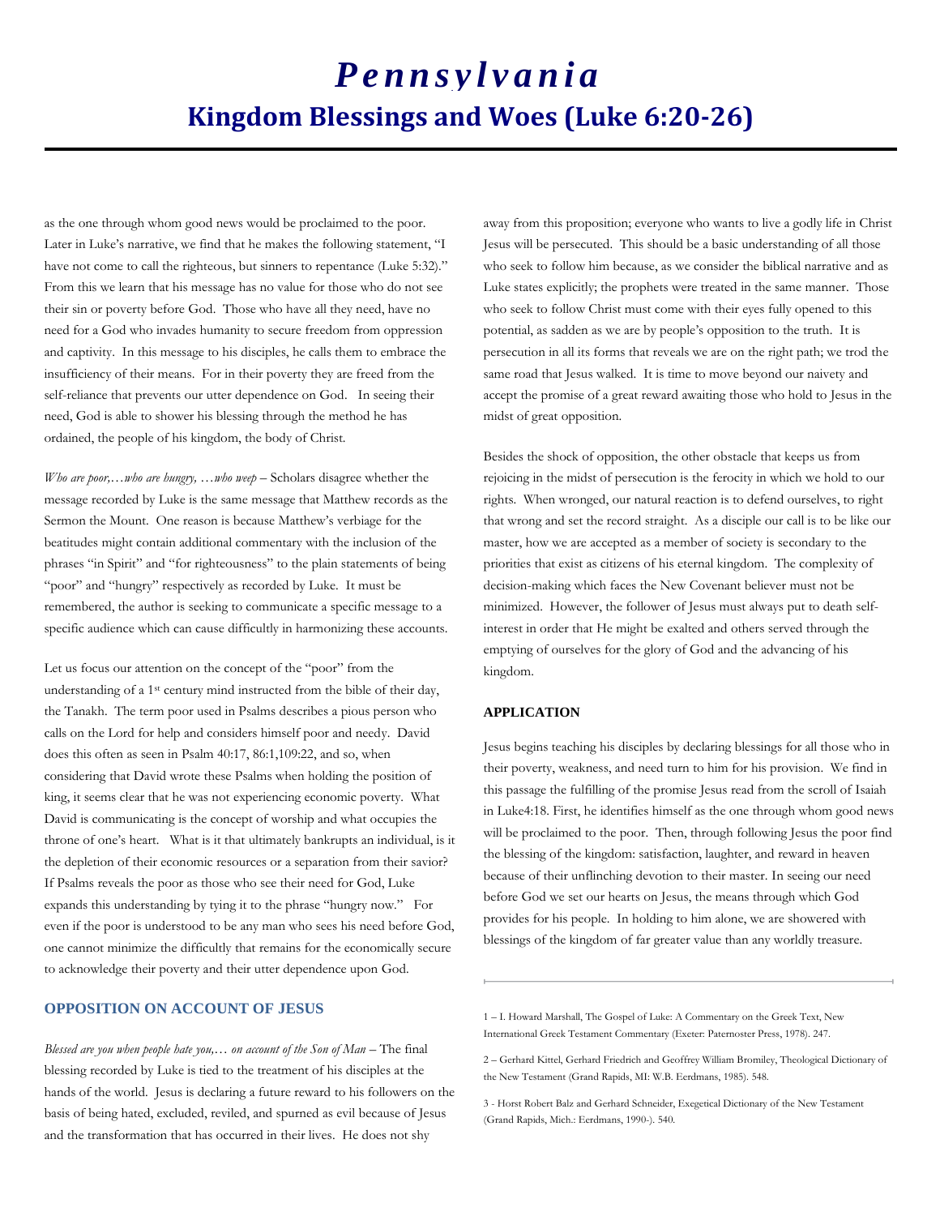as the one through whom good news would be proclaimed to the poor. Later in Luke's narrative, we find that he makes the following statement, "I have not come to call the righteous, but sinners to repentance (Luke 5:32)." From this we learn that his message has no value for those who do not see their sin or poverty before God. Those who have all they need, have no need for a God who invades humanity to secure freedom from oppression and captivity. In this message to his disciples, he calls them to embrace the insufficiency of their means. For in their poverty they are freed from the self-reliance that prevents our utter dependence on God. In seeing their need, God is able to shower his blessing through the method he has ordained, the people of his kingdom, the body of Christ.

*Who are poor,…who are hungry, …who weep* – Scholars disagree whether the message recorded by Luke is the same message that Matthew records as the Sermon the Mount. One reason is because Matthew's verbiage for the beatitudes might contain additional commentary with the inclusion of the phrases "in Spirit" and "for righteousness" to the plain statements of being "poor" and "hungry" respectively as recorded by Luke. It must be remembered, the author is seeking to communicate a specific message to a specific audience which can cause difficultly in harmonizing these accounts.

Let us focus our attention on the concept of the "poor" from the understanding of a 1st century mind instructed from the bible of their day, the Tanakh. The term poor used in Psalms describes a pious person who calls on the Lord for help and considers himself poor and needy. David does this often as seen in Psalm 40:17, 86:1,109:22, and so, when considering that David wrote these Psalms when holding the position of king, it seems clear that he was not experiencing economic poverty. What David is communicating is the concept of worship and what occupies the throne of one's heart. What is it that ultimately bankrupts an individual, is it the depletion of their economic resources or a separation from their savior? If Psalms reveals the poor as those who see their need for God, Luke expands this understanding by tying it to the phrase "hungry now." For even if the poor is understood to be any man who sees his need before God, one cannot minimize the difficultly that remains for the economically secure to acknowledge their poverty and their utter dependence upon God.

## OPPOSITION ON ACCOUNT OF JESUS

*Blessed are you when people hate you,… on account of the Son of Man* – The final blessing recorded by Luke is tied to the treatment of his disciples at the hands of the world. Jesus is declaring a future reward to his followers on the basis of being hated, excluded, reviled, and spurned as evil because of Jesus and the transformation that has occurred in their lives. He does not shy away from this proposition; everyone who wants to live a godly life in Christ Jesus will be persecuted. This should be a basic understanding of all those who seek to follow him because, as we consider the biblical narrative and as Luke states explicitly; the prophets were treated in the same manner. Those who seek to follow Christ must come with their eyes fully opened to this potential, as sadden as we are by people's opposition to the truth. It is persecution in all its forms that reveals we are on the right path; we trod the same road that Jesus walked. It is time to move beyond our naivety and accept the promise of a great reward awaiting those who hold to Jesus in the midst of great opposition.

Besides the shock of opposition, the other obstacle that keeps us from rejoicing in the midst of persecution is the ferocity in which we hold to our rights. When wronged, our natural reaction is to defend ourselves, to right that wrong and set the record straight. As a disciple our call is to be like our master, how we are accepted as a member of society is secondary to the priorities that exist as citizens of his eternal kingdom. The complexity of decision-making which faces the New Covenant believer must not be minimized. However, the follower of Jesus must always put to death self-interest in order that He might be exalted and others served through the emptying of ourselves for the glory of God and the advancing of his kingdom.

## APPLICATION

Jesus begins teaching his disciples by declaring blessings for all those who in their poverty, weakness, and need turn to him for his provision. We find in this passage the fulfilling of the promise Jesus read from the scroll of Isaiah in Luke4:18. First, he identifies himself as the one through whom good news will be proclaimed to the poor. Then, through following Jesus the poor find the blessing of the kingdom: satisfaction, laughter, and reward in heaven because of their unflinching devotion to their master. In seeing our need before God we set our hearts on Jesus, the means through which God provides for his people. In holding to him alone, we are showered with blessings of the kingdom of far greater value than any worldly treasure.

---

1 – I. Howard Marshall, The Gospel of Luke: A Commentary on the Greek Text, New International Greek Testament Commentary (Exeter: Paternoster Press, 1978). 247.

2 – Gerhard Kittel, Gerhard Friedrich and Geoffrey William Bromiley, Theological Dictionary of the New Testament (Grand Rapids, MI: W.B. Eerdmans, 1985). 548.

3 - Horst Robert Balz and Gerhard Schneider, Exegetical Dictionary of the New Testament (Grand Rapids, Mich.: Eerdmans, 1990-). 540.